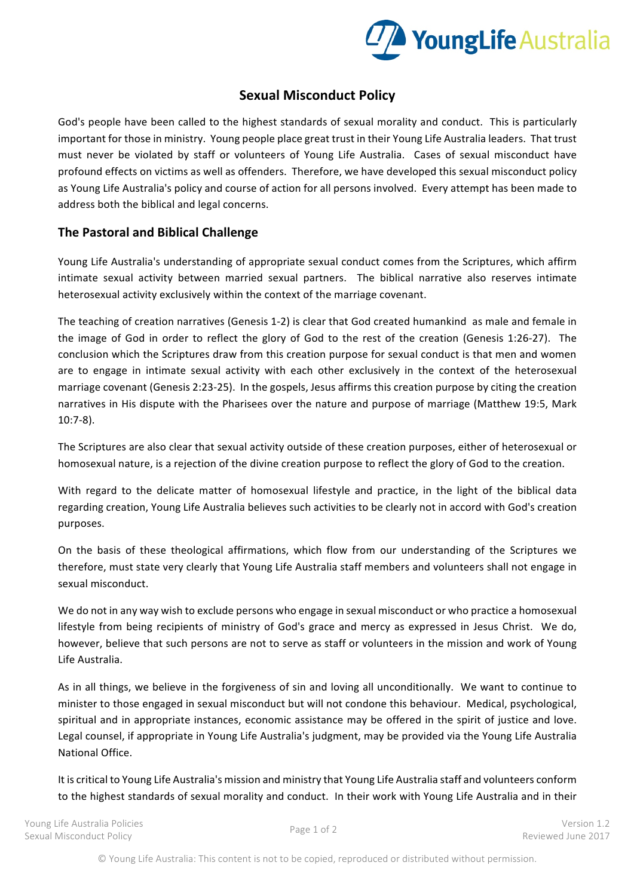# Sexual Misconduct Policy

God's people have been called to the highest standards of sexual morality and conduct. This is particularly important for those in ministry. Young people place great trust in their Young Life Australia leaders. That trust must never be violated by staff or volunteers of Young Life Australia. Cases of sexual misconduct have profound effects on victims as well as offenders. Therefore, we have developed this sexual misconduct policy as Young Life Australia's policy and course of action for all persons involved. Every attempt has been made to address both the biblical and legal concerns.

## The Pastoral and Biblical Challenge

Young Life Australia's understanding of appropriate sexual conduct comes from the Scriptures, which affirm intimate sexual activity between married sexual partners. The biblical narrative also reserves intimate heterosexual activity exclusively within the context of the marriage covenant.

The teaching of creation narratives (Genesis 1-2) is clear that God created humankind as male and female in the image of God in order to reflect the glory of God to the rest of the creation (Genesis 1:26-27). The conclusion which the Scriptures draw from this creation purpose for sexual conduct is that men and women are to engage in intimate sexual activity with each other exclusively in the context of the heterosexual marriage covenant (Genesis 2:23-25). In the gospels, Jesus affirms this creation purpose by citing the creation narratives in His dispute with the Pharisees over the nature and purpose of marriage (Matthew 19:5, Mark 10:7-8).

The Scriptures are also clear that sexual activity outside of these creation purposes, either of heterosexual or homosexual nature, is a rejection of the divine creation purpose to reflect the glory of God to the creation.

With regard to the delicate matter of homosexual lifestyle and practice, in the light of the biblical data regarding creation, Young Life Australia believes such activities to be clearly not in accord with God's creation purposes.

On the basis of these theological affirmations, which flow from our understanding of the Scriptures we therefore, must state very clearly that Young Life Australia staff members and volunteers shall not engage in sexual misconduct.

We do not in any way wish to exclude persons who engage in sexual misconduct or who practice a homosexual lifestyle from being recipients of ministry of God's grace and mercy as expressed in Jesus Christ. We do, however, believe that such persons are not to serve as staff or volunteers in the mission and work of Young Life Australia.

As in all things, we believe in the forgiveness of sin and loving all unconditionally. We want to continue to minister to those engaged in sexual misconduct but will not condone this behaviour. Medical, psychological, spiritual and in appropriate instances, economic assistance may be offered in the spirit of justice and love. Legal counsel, if appropriate in Young Life Australia's judgment, may be provided via the Young Life Australia National Office.

It is critical to Young Life Australia's mission and ministry that Young Life Australia staff and volunteers conform to the highest standards of sexual morality and conduct. In their work with Young Life Australia and in their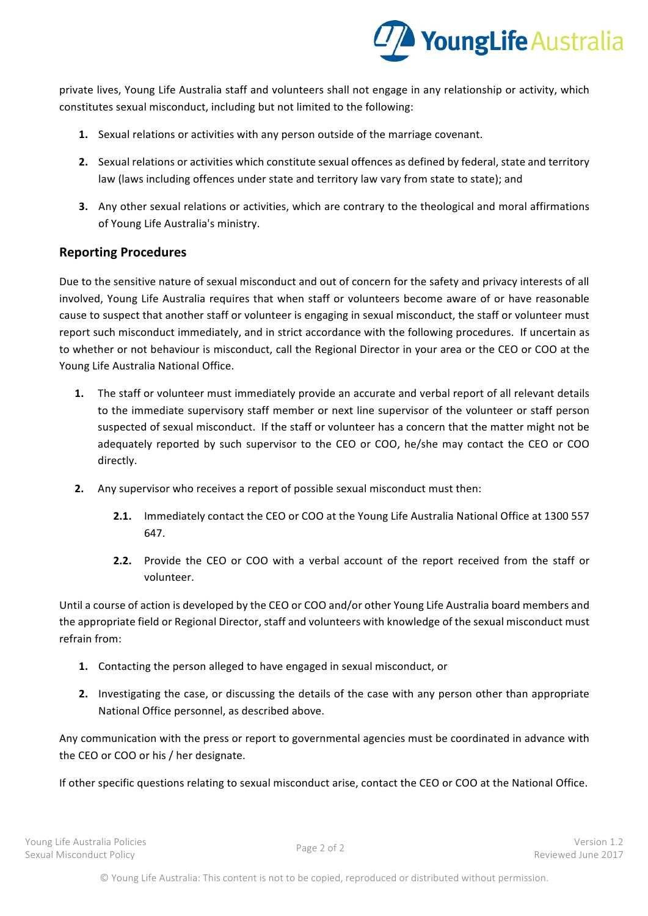private lives, Young Life Australia staff and volunteers shall not engage in any relationship or activity, which constitutes sexual misconduct, including but not limited to the following:

1. Sexual relations or activities with any person outside of the marriage covenant.
2. Sexual relations or activities which constitute sexual offences as defined by federal, state and territory law (laws including offences under state and territory law vary from state to state); and
3. Any other sexual relations or activities, which are contrary to the theological and moral affirmations of Young Life Australia's ministry.

## Reporting Procedures

Due to the sensitive nature of sexual misconduct and out of concern for the safety and privacy interests of all involved, Young Life Australia requires that when staff or volunteers become aware of or have reasonable cause to suspect that another staff or volunteer is engaging in sexual misconduct, the staff or volunteer must report such misconduct immediately, and in strict accordance with the following procedures. If uncertain as to whether or not behaviour is misconduct, call the Regional Director in your area or the CEO or COO at the Young Life Australia National Office.

1. The staff or volunteer must immediately provide an accurate and verbal report of all relevant details to the immediate supervisory staff member or next line supervisor of the volunteer or staff person suspected of sexual misconduct. If the staff or volunteer has a concern that the matter might not be adequately reported by such supervisor to the CEO or COO, he/she may contact the CEO or COO directly.
2. Any supervisor who receives a report of possible sexual misconduct must then:
   - **2.1.** Immediately contact the CEO or COO at the Young Life Australia National Office at 1300 557 647.
   - **2.2.** Provide the CEO or COO with a verbal account of the report received from the staff or volunteer.

Until a course of action is developed by the CEO or COO and/or other Young Life Australia board members and the appropriate field or Regional Director, staff and volunteers with knowledge of the sexual misconduct must refrain from:

1. Contacting the person alleged to have engaged in sexual misconduct, or
2. Investigating the case, or discussing the details of the case with any person other than appropriate National Office personnel, as described above.

Any communication with the press or report to governmental agencies must be coordinated in advance with the CEO or COO or his / her designate.

If other specific questions relating to sexual misconduct arise, contact the CEO or COO at the National Office.